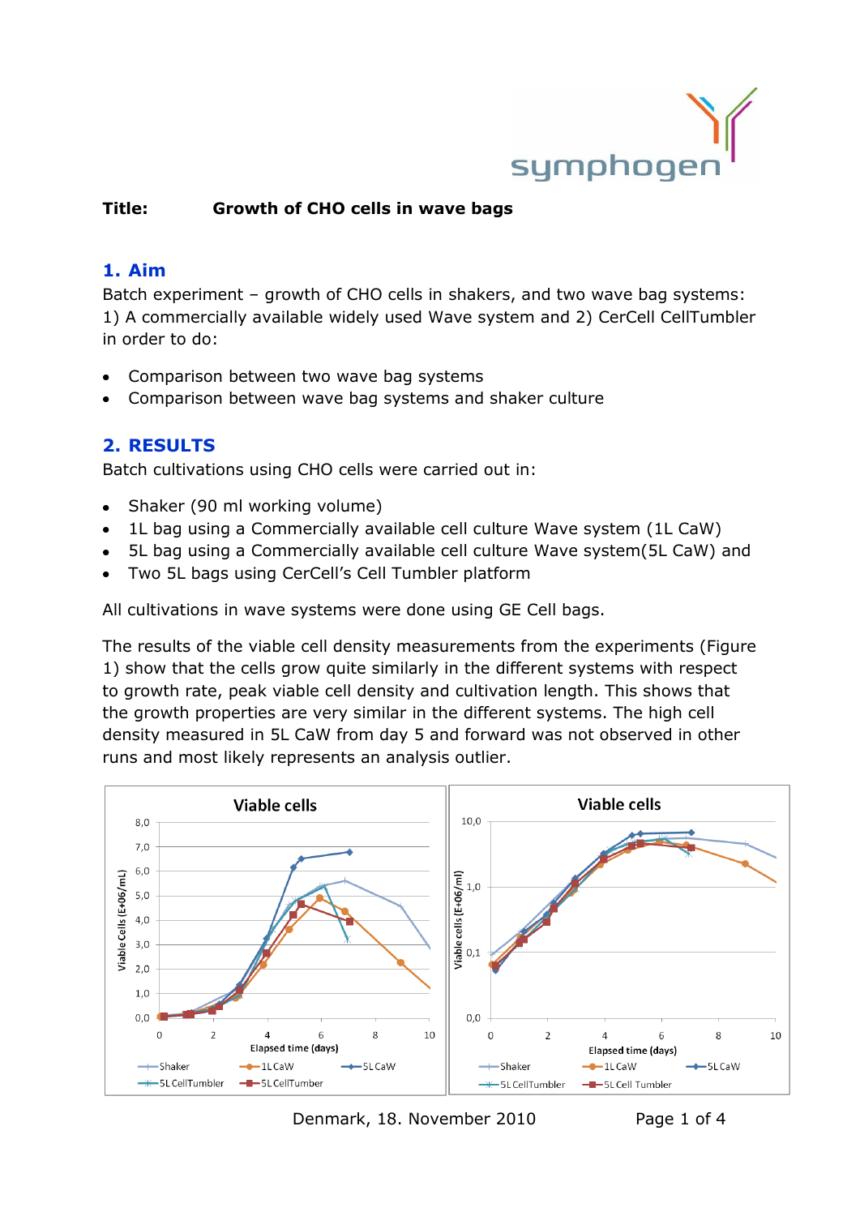**Title: Growth of CHO cells in wave bags**

## 1. Aim

Batch experiment – growth of CHO cells in shakers, and two wave bag systems: 1) A commercially available widely used Wave system and 2) CerCell CellTumbler in order to do:

- Comparison between two wave bag systems
- Comparison between wave bag systems and shaker culture

## 2. RESULTS

Batch cultivations using CHO cells were carried out in:

- Shaker (90 ml working volume)
- 1L bag using a Commercially available cell culture Wave system (1L CaW)
- 5L bag using a Commercially available cell culture Wave system(5L CaW) and
- Two 5L bags using CerCell's Cell Tumbler platform

All cultivations in wave systems were done using GE Cell bags.

The results of the viable cell density measurements from the experiments (Figure 1) show that the cells grow quite similarly in the different systems with respect to growth rate, peak viable cell density and cultivation length. This shows that the growth properties are very similar in the different systems. The high cell density measured in 5L CaW from day 5 and forward was not observed in other runs and most likely represents an analysis outlier.

Denmark, 18. November 2010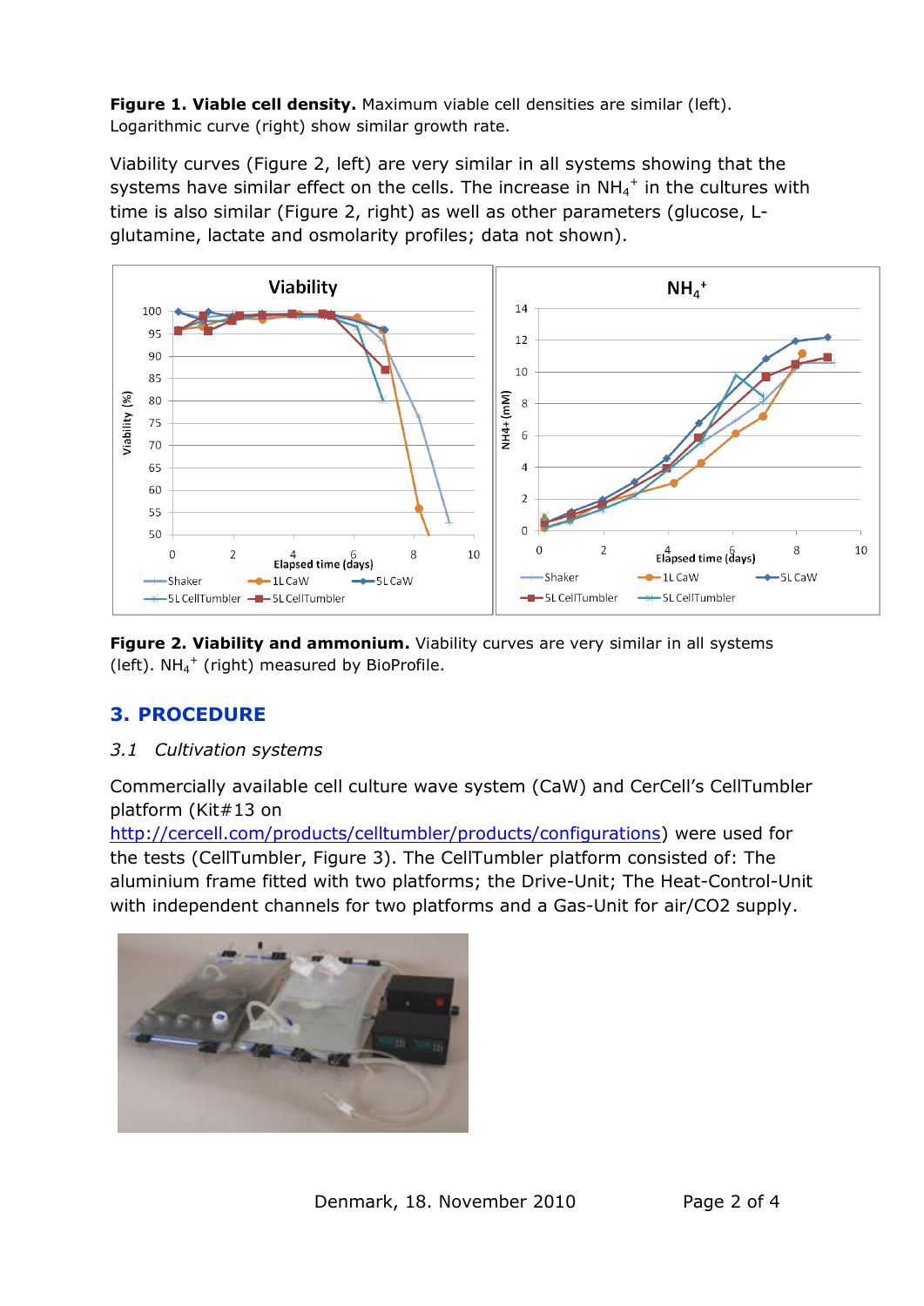**Figure 1. Viable cell density.** Maximum viable cell densities are similar (left). Logarithmic curve (right) show similar growth rate.

Viability curves (Figure 2, left) are very similar in all systems showing that the systems have similar effect on the cells. The increase in $NH_4^+$ in the cultures with time is also similar (Figure 2, right) as well as other parameters (glucose, L-glutamine, lactate and osmolarity profiles; data not shown).

**Figure 2. Viability and ammonium.** Viability curves are very similar in all systems (left). $NH_4^+$ (right) measured by BioProfile.

## 3. PROCEDURE

### *3.1 Cultivation systems*

Commercially available cell culture wave system (CaW) and CerCell's CellTumbler platform (Kit#13 on http://cercell.com/products/celltumbler/products/configurations) were used for the tests (CellTumbler, Figure 3). The CellTumbler platform consisted of: The aluminium frame fitted with two platforms; the Drive-Unit; The Heat-Control-Unit with independent channels for two platforms and a Gas-Unit for air/CO2 supply.

Denmark, 18. November 2010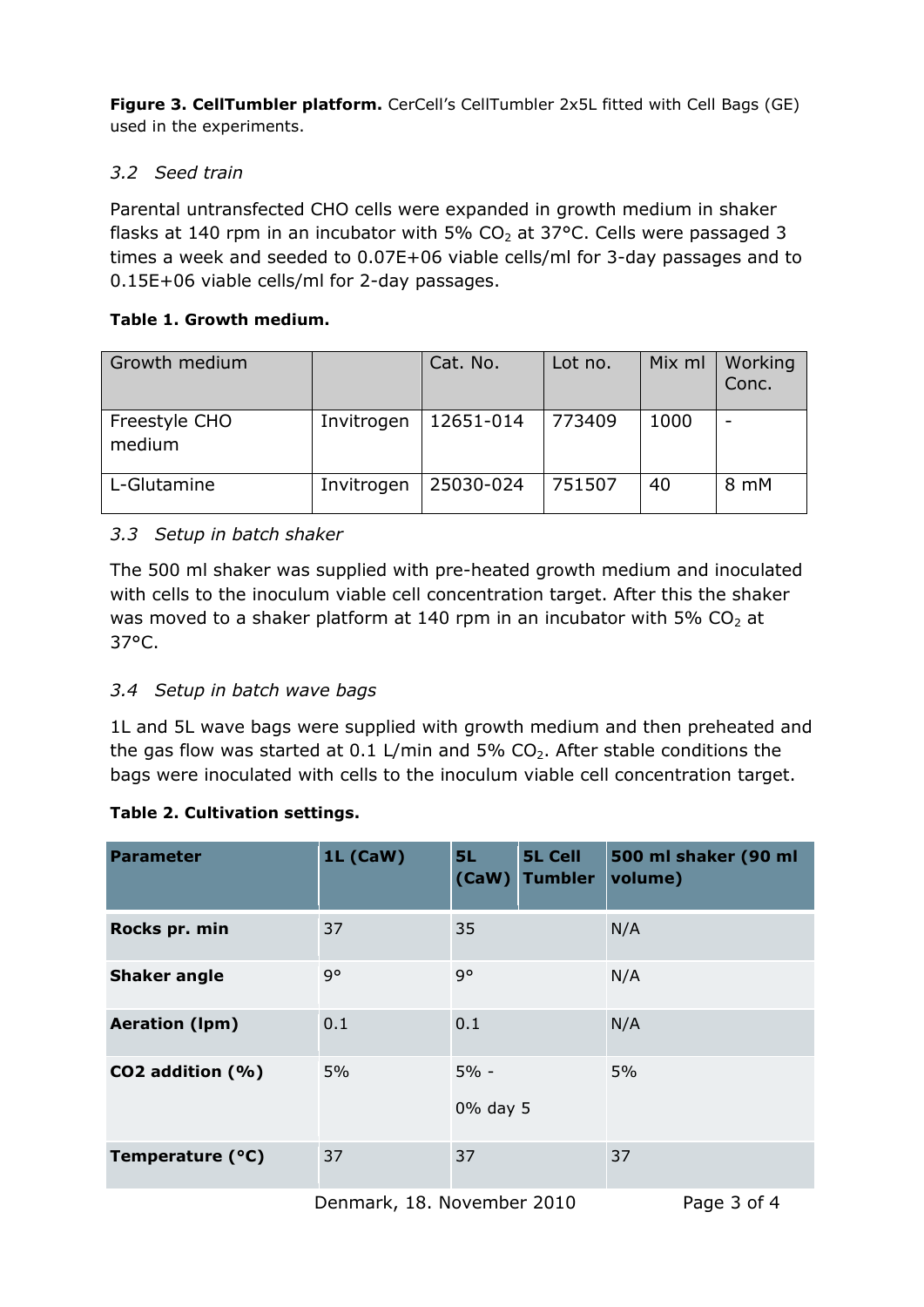**Figure 3. CellTumbler platform.** CerCell's CellTumbler 2x5L fitted with Cell Bags (GE) used in the experiments.

### *3.2 Seed train*

Parental untransfected CHO cells were expanded in growth medium in shaker flasks at 140 rpm in an incubator with 5% $CO_2$ at 37°C. Cells were passaged 3 times a week and seeded to 0.07E+06 viable cells/ml for 3-day passages and to 0.15E+06 viable cells/ml for 2-day passages.

**Table 1. Growth medium.**

| Growth medium | | Cat. No. | Lot no. | Mix ml | Working Conc. |
|---|---|---|---|---|---|
| Freestyle CHO medium | Invitrogen | 12651-014 | 773409 | 1000 | - |
| L-Glutamine | Invitrogen | 25030-024 | 751507 | 40 | 8 mM |

### *3.3 Setup in batch shaker*

The 500 ml shaker was supplied with pre-heated growth medium and inoculated with cells to the inoculum viable cell concentration target. After this the shaker was moved to a shaker platform at 140 rpm in an incubator with 5% $CO_2$ at 37°C.

### *3.4 Setup in batch wave bags*

1L and 5L wave bags were supplied with growth medium and then preheated and the gas flow was started at 0.1 L/min and 5% $CO_2$. After stable conditions the bags were inoculated with cells to the inoculum viable cell concentration target.

**Table 2. Cultivation settings.**

| Parameter | 1L (CaW) | 5L (CaW) / 5L Cell Tumbler | 500 ml shaker (90 ml volume) |
|---|---|---|---|
| Rocks pr. min | 37 | 35 | N/A |
| Shaker angle | 9° | 9° | N/A |
| Aeration (lpm) | 0.1 | 0.1 | N/A |
| CO2 addition (%) | 5% | 5% - 0% day 5 | 5% |
| Temperature (°C) | 37 | 37 | 37 |

Denmark, 18. November 2010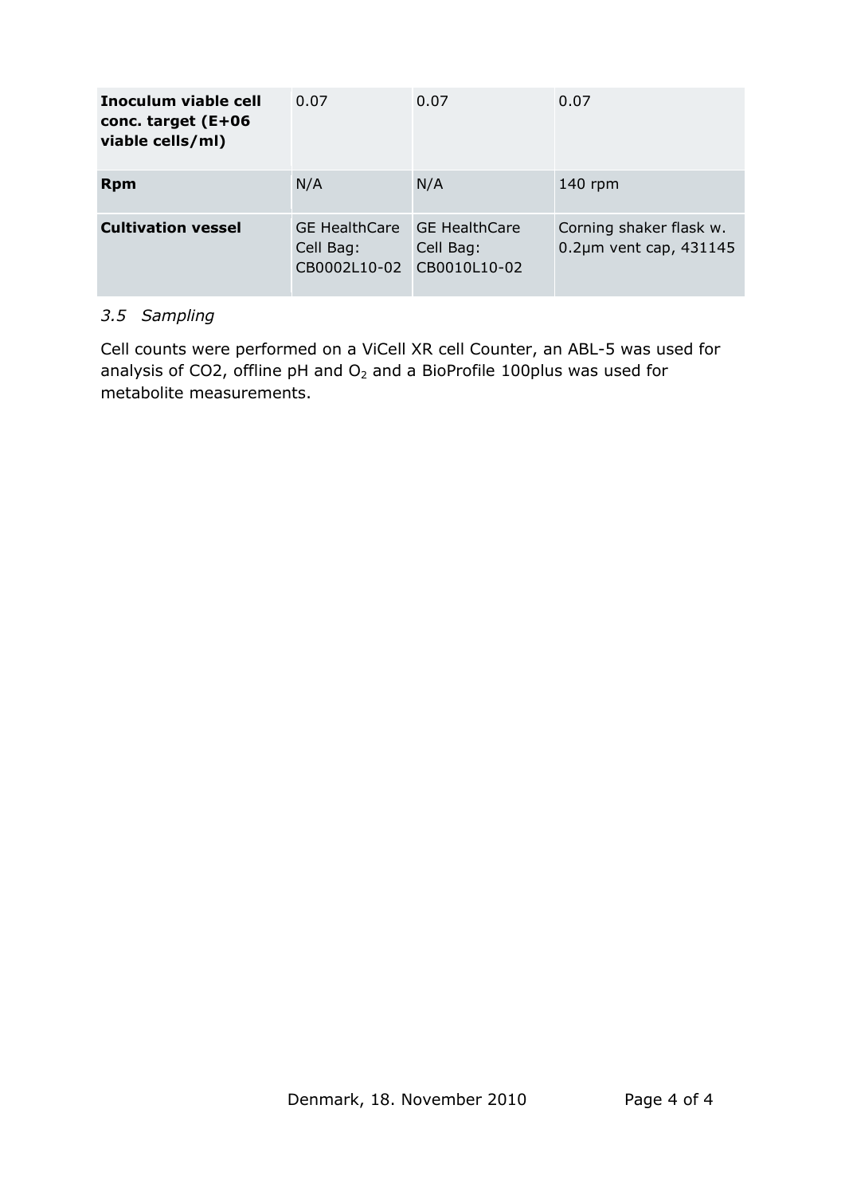| | | | |
|---|---|---|---|
| **Inoculum viable cell conc. target (E+06 viable cells/ml)** | 0.07 | 0.07 | 0.07 |
| **Rpm** | N/A | N/A | 140 rpm |
| **Cultivation vessel** | GE HealthCare Cell Bag: CB0002L10-02 | GE HealthCare Cell Bag: CB0010L10-02 | Corning shaker flask w. 0.2µm vent cap, 431145 |

### *3.5 Sampling*

Cell counts were performed on a ViCell XR cell Counter, an ABL-5 was used for analysis of CO2, offline pH and $O_2$ and a BioProfile 100plus was used for metabolite measurements.

Denmark, 18. November 2010